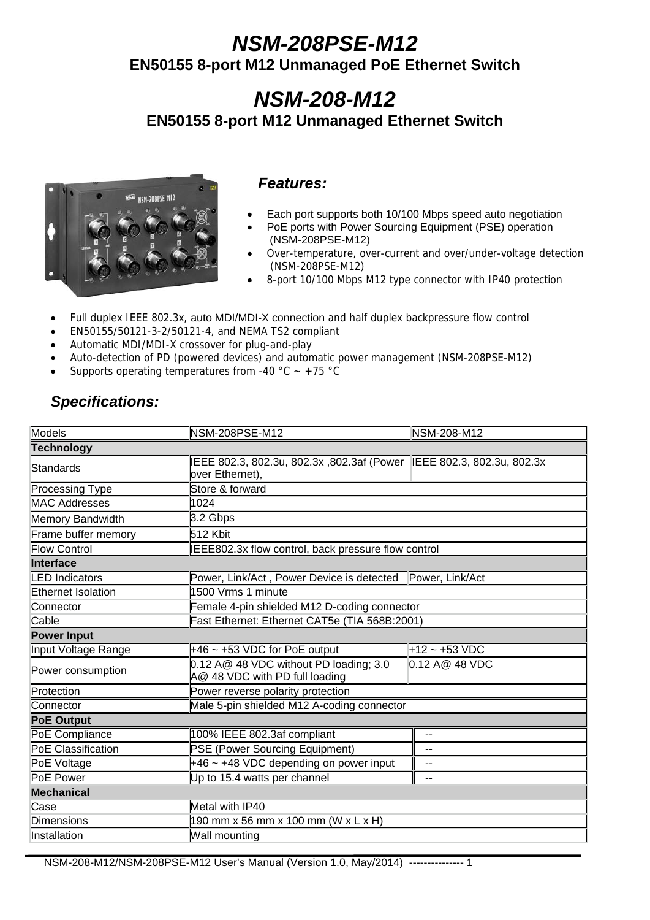# NSM-208PSE-M12

## EN50155 8-port M12 Unmanaged PoE Ethernet Switch

# NSM-208-M12

## EN50155 8-port M12 Unmanaged Ethernet Switch

### Features:

- Each port supports both 10/100 Mbps speed auto negotiation
- PoE ports with Power Sourcing Equipment (PSE) operation (NSM-208PSE-M12)
- Over-temperature, over-current and over/under-voltage detection (NSM-208PSE-M12)
- 8-port 10/100 Mbps M12 type connector with IP40 protection
- Full duplex IEEE 802.3x, auto MDI/MDI-X connection and half duplex backpressure flow control
- EN50155/50121-3-2/50121-4, and NEMA TS2 compliant
- Automatic MDI/MDI-X crossover for plug-and-play
- Auto-detection of PD (powered devices) and automatic power management (NSM-208PSE-M12)
- Supports operating temperatures from -40 °C ~ +75 °C

### Specifications:

| Models | NSM-208PSE-M12 | NSM-208-M12 |
|---|---|---|
| **Technology** | | |
| Standards | IEEE 802.3, 802.3u, 802.3x ,802.3af (Power over Ethernet), | IEEE 802.3, 802.3u, 802.3x |
| Processing Type | Store & forward | |
| MAC Addresses | 1024 | |
| Memory Bandwidth | 3.2 Gbps | |
| Frame buffer memory | 512 Kbit | |
| Flow Control | IEEE802.3x flow control, back pressure flow control | |
| **Interface** | | |
| LED Indicators | Power, Link/Act , Power Device is detected | Power, Link/Act |
| Ethernet Isolation | 1500 Vrms 1 minute | |
| Connector | Female 4-pin shielded M12 D-coding connector | |
| Cable | Fast Ethernet: Ethernet CAT5e (TIA 568B:2001) | |
| **Power Input** | | |
| Input Voltage Range | +46 ~ +53 VDC for PoE output | +12 ~ +53 VDC |
| Power consumption | 0.12 A@ 48 VDC without PD loading; 3.0 A@ 48 VDC with PD full loading | 0.12 A@ 48 VDC |
| Protection | Power reverse polarity protection | |
| Connector | Male 5-pin shielded M12 A-coding connector | |
| **PoE Output** | | |
| PoE Compliance | 100% IEEE 802.3af compliant | -- |
| PoE Classification | PSE (Power Sourcing Equipment) | -- |
| PoE Voltage | +46 ~ +48 VDC depending on power input | -- |
| PoE Power | Up to 15.4 watts per channel | -- |
| **Mechanical** | | |
| Case | Metal with IP40 | |
| Dimensions | 190 mm x 56 mm x 100 mm (W x L x H) | |
| Installation | Wall mounting | |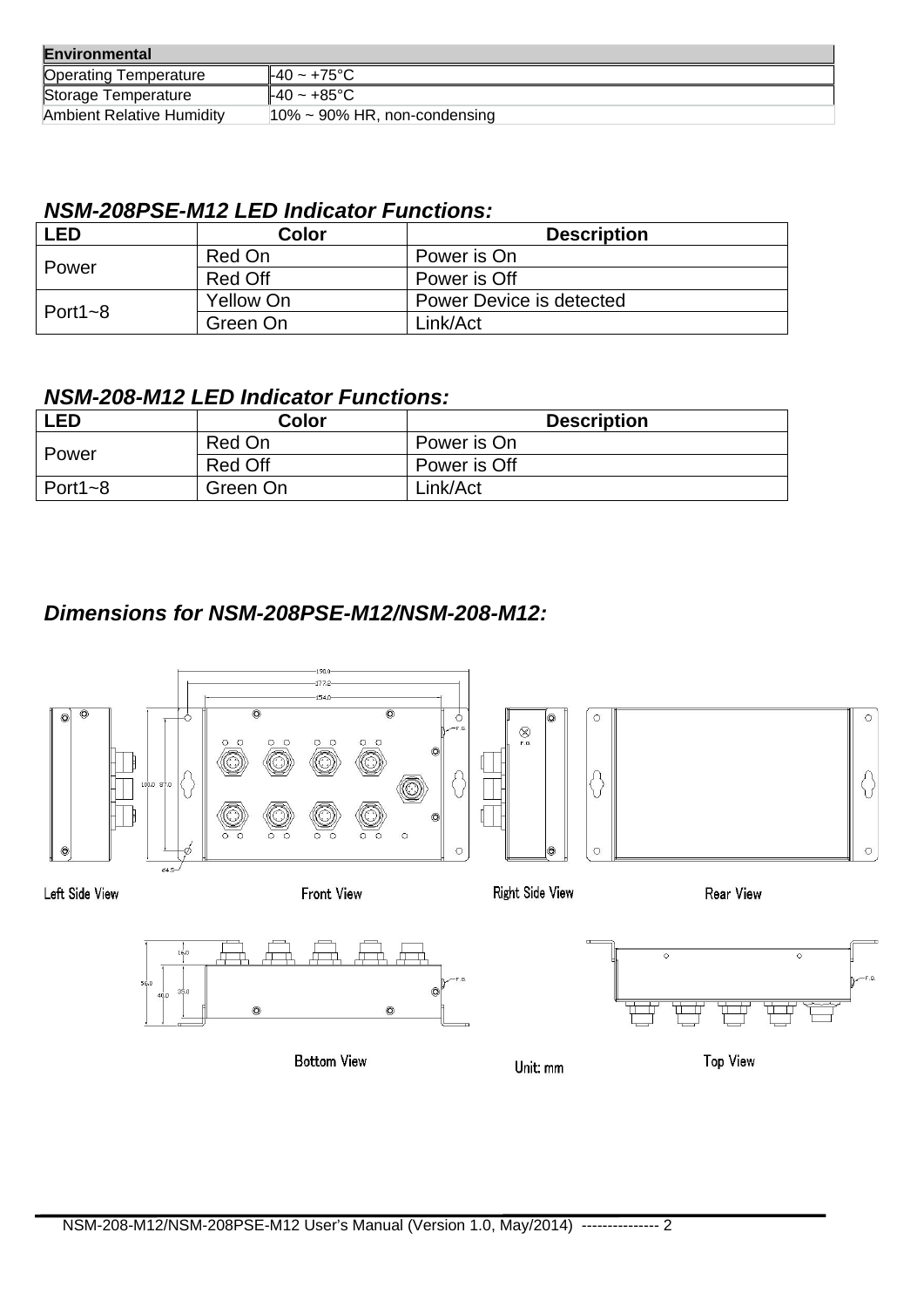| Environmental | |
|---|---|
| Operating Temperature | -40 ~ +75°C |
| Storage Temperature | -40 ~ +85°C |
| Ambient Relative Humidity | 10% ~ 90% HR, non-condensing |

### *NSM-208PSE-M12 LED Indicator Functions:*

| LED | Color | Description |
|---|---|---|
| Power | Red On | Power is On |
| | Red Off | Power is Off |
| Port1~8 | Yellow On | Power Device is detected |
| | Green On | Link/Act |

### *NSM-208-M12 LED Indicator Functions:*

| LED | Color | Description |
|---|---|---|
| Power | Red On | Power is On |
| | Red Off | Power is Off |
| Port1~8 | Green On | Link/Act |

### *Dimensions for NSM-208PSE-M12/NSM-208-M12:*

Left Side View    Front View    Right Side View    Rear View

Bottom View    Unit: mm    Top View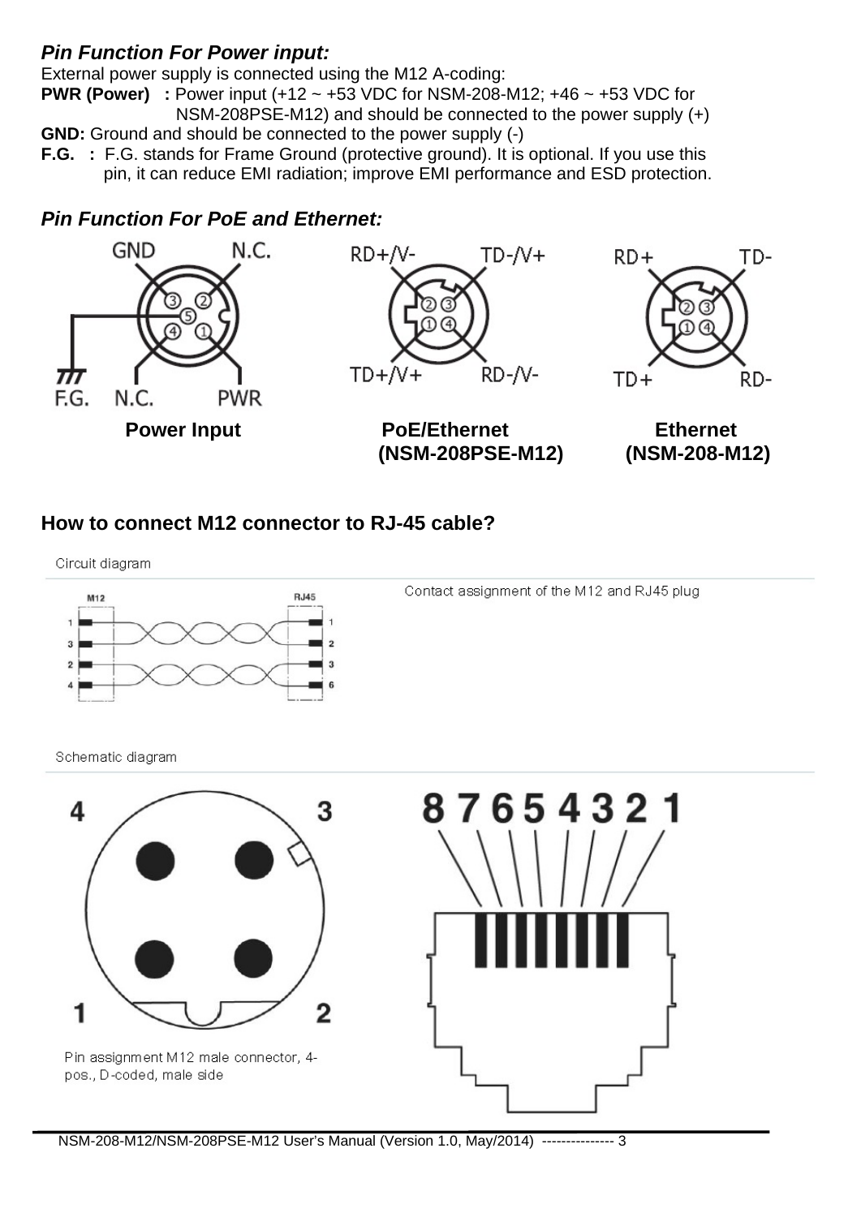### *Pin Function For Power input:*

External power supply is connected using the M12 A-coding:

**PWR (Power)** : Power input (+12 ~ +53 VDC for NSM-208-M12; +46 ~ +53 VDC for NSM-208PSE-M12) and should be connected to the power supply (+)

**GND:** Ground and should be connected to the power supply (-)

**F.G.** : F.G. stands for Frame Ground (protective ground). It is optional. If you use this pin, it can reduce EMI radiation; improve EMI performance and ESD protection.

### *Pin Function For PoE and Ethernet:*

GND N.C.
F.G. N.C. PWR

RD+/V- TD-/V+
TD+/V+ RD-/V-

RD+ TD-
TD+ RD-

**Power Input** **PoE/Ethernet (NSM-208PSE-M12)** **Ethernet (NSM-208-M12)**

## How to connect M12 connector to RJ-45 cable?

Circuit diagram

M12 RJ45

Contact assignment of the M12 and RJ45 plug

Schematic diagram

Pin assignment M12 male connector, 4-pos., D-coded, male side